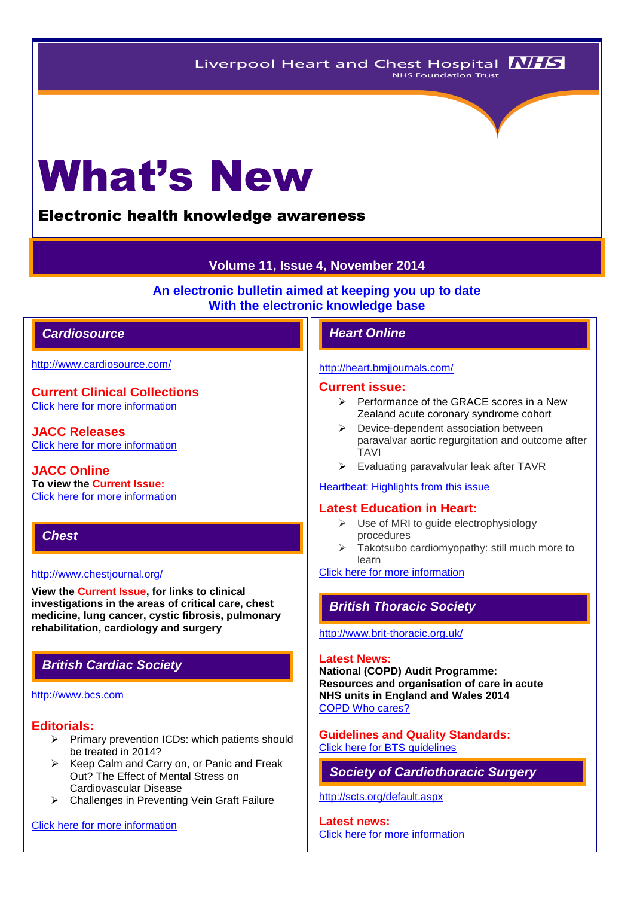Liverpool Heart and Chest Hospital NHS Foundation Trust

# What's New

## Electronic health knowledge awareness

**Volume 11, Issue 4, November 2014**

**An electronic bulletin aimed at keeping you up to date With the electronic knowledge base**

## Cardiosource

http://www.cardiosource.com/

### Current Clinical Collections

Click here for more information

### JACC Releases

Click here for more information

### JACC Online

**To view the Current Issue:**

Click here for more information

## Chest

http://www.chestjournal.org/

**View the Current Issue, for links to clinical investigations in the areas of critical care, chest medicine, lung cancer, cystic fibrosis, pulmonary rehabilitation, cardiology and surgery**

## British Cardiac Society

http://www.bcs.com

### Editorials:

- Primary prevention ICDs: which patients should be treated in 2014?
- Keep Calm and Carry on, or Panic and Freak Out? The Effect of Mental Stress on Cardiovascular Disease
- Challenges in Preventing Vein Graft Failure

Click here for more information

## Heart Online

http://heart.bmjjournals.com/

### Current issue:

- Performance of the GRACE scores in a New Zealand acute coronary syndrome cohort
- Device-dependent association between paravalvar aortic regurgitation and outcome after TAVI
- Evaluating paravalvular leak after TAVR

Heartbeat: Highlights from this issue

### Latest Education in Heart:

- Use of MRI to guide electrophysiology procedures
- Takotsubo cardiomyopathy: still much more to learn

Click here for more information

## British Thoracic Society

http://www.brit-thoracic.org.uk/

### Latest News:

**National (COPD) Audit Programme: Resources and organisation of care in acute NHS units in England and Wales 2014**

COPD Who cares?

### Guidelines and Quality Standards:

Click here for BTS guidelines

## Society of Cardiothoracic Surgery

http://scts.org/default.aspx

### Latest news:

Click here for more information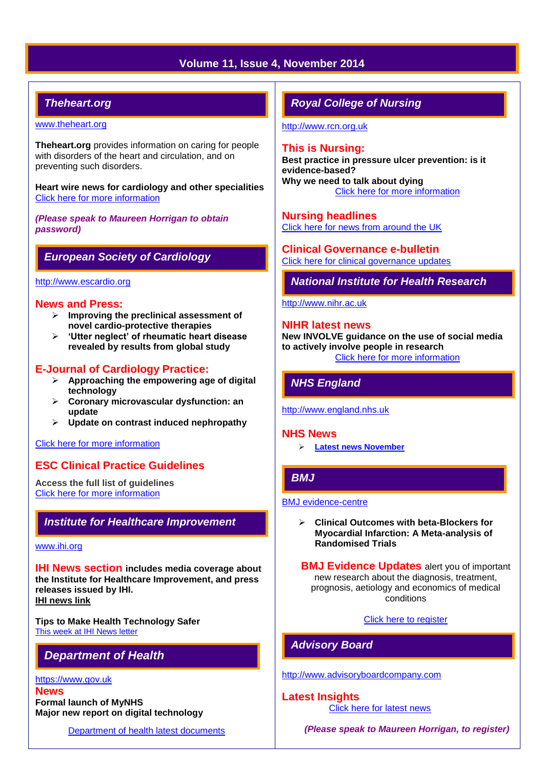## Theheart.org

www.theheart.org

**Theheart.org** provides information on caring for people with disorders of the heart and circulation, and on preventing such disorders.

**Heart wire news for cardiology and other specialities**
Click here for more information

***(Please speak to Maureen Horrigan to obtain password)***

## European Society of Cardiology

http://www.escardio.org

### News and Press:

- **Improving the preclinical assessment of novel cardio-protective therapies**
- **'Utter neglect' of rheumatic heart disease revealed by results from global study**

### E-Journal of Cardiology Practice:

- **Approaching the empowering age of digital technology**
- **Coronary microvascular dysfunction: an update**
- **Update on contrast induced nephropathy**

Click here for more information

### ESC Clinical Practice Guidelines

**Access the full list of guidelines**
Click here for more information

## Institute for Healthcare Improvement

www.ihi.org

**IHI News section includes media coverage about the Institute for Healthcare Improvement, and press releases issued by IHI.**
**IHI news link**

**Tips to Make Health Technology Safer**
This week at IHI News letter

## Department of Health

https://www.gov.uk

### News

**Formal launch of MyNHS**
**Major new report on digital technology**

Department of health latest documents

## Royal College of Nursing

http://www.rcn.org.uk

### This is Nursing:

**Best practice in pressure ulcer prevention: is it evidence-based?**
**Why we need to talk about dying**
Click here for more information

### Nursing headlines

Click here for news from around the UK

### Clinical Governance e-bulletin

Click here for clinical governance updates

## National Institute for Health Research

http://www.nihr.ac.uk

### NIHR latest news

**New INVOLVE guidance on the use of social media to actively involve people in research**
Click here for more information

## NHS England

http://www.england.nhs.uk

### NHS News

- **Latest news November**

## BMJ

BMJ evidence-centre

- **Clinical Outcomes with beta-Blockers for Myocardial Infarction: A Meta-analysis of Randomised Trials**

**BMJ Evidence Updates** alert you of important new research about the diagnosis, treatment, prognosis, aetiology and economics of medical conditions

Click here to register

## Advisory Board

http://www.advisoryboardcompany.com

### Latest Insights

Click here for latest news

***(Please speak to Maureen Horrigan, to register)***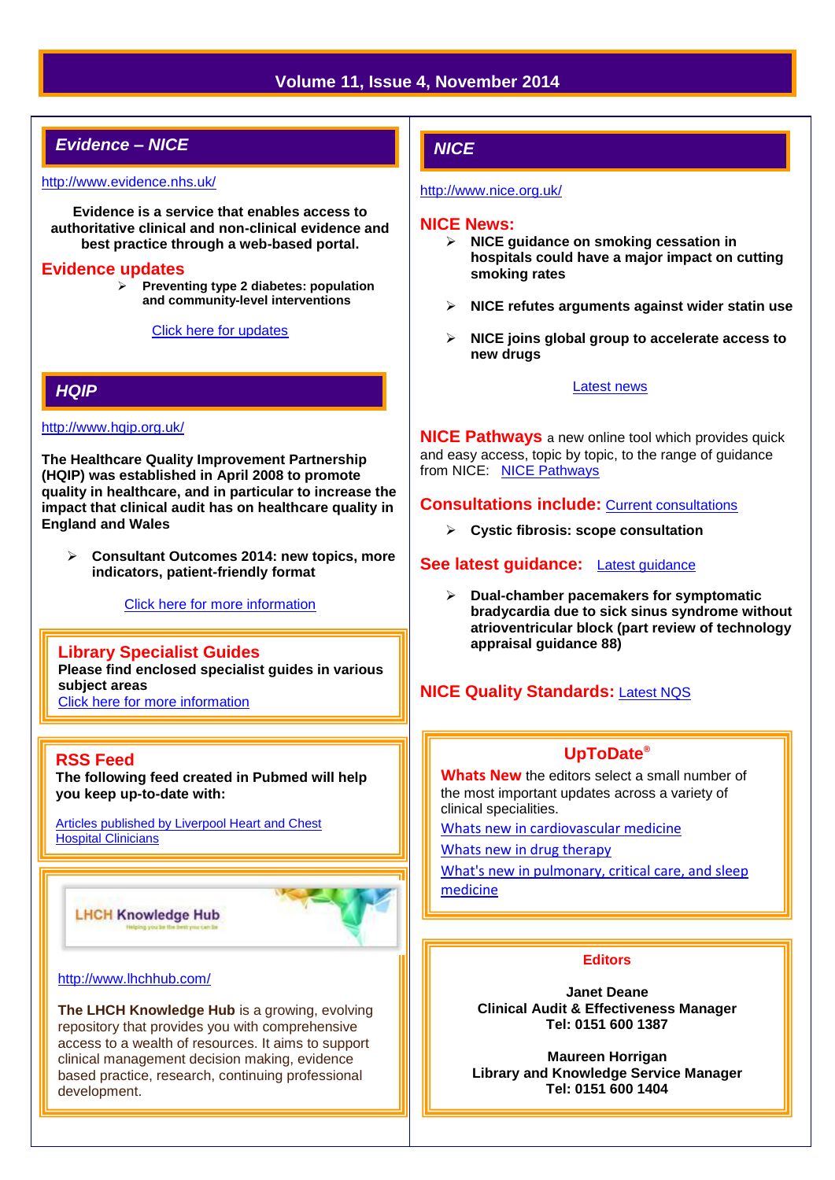## Evidence – NICE

http://www.evidence.nhs.uk/

**Evidence is a service that enables access to authoritative clinical and non-clinical evidence and best practice through a web-based portal.**

### Evidence updates

- **Preventing type 2 diabetes: population and community-level interventions**

Click here for updates

## HQIP

http://www.hqip.org.uk/

**The Healthcare Quality Improvement Partnership (HQIP) was established in April 2008 to promote quality in healthcare, and in particular to increase the impact that clinical audit has on healthcare quality in England and Wales**

- **Consultant Outcomes 2014: new topics, more indicators, patient-friendly format**

Click here for more information

### Library Specialist Guides

**Please find enclosed specialist guides in various subject areas**
Click here for more information

### RSS Feed

**The following feed created in Pubmed will help you keep up-to-date with:**

Articles published by Liverpool Heart and Chest Hospital Clinicians

LHCH Knowledge Hub

http://www.lhchhub.com/

**The LHCH Knowledge Hub** is a growing, evolving repository that provides you with comprehensive access to a wealth of resources. It aims to support clinical management decision making, evidence based practice, research, continuing professional development.

## NICE

http://www.nice.org.uk/

### NICE News:

- **NICE guidance on smoking cessation in hospitals could have a major impact on cutting smoking rates**
- **NICE refutes arguments against wider statin use**
- **NICE joins global group to accelerate access to new drugs**

Latest news

**NICE Pathways** a new online tool which provides quick and easy access, topic by topic, to the range of guidance from NICE: NICE Pathways

**Consultations include:** Current consultations

- **Cystic fibrosis: scope consultation**

**See latest guidance:** Latest guidance

- **Dual-chamber pacemakers for symptomatic bradycardia due to sick sinus syndrome without atrioventricular block (part review of technology appraisal guidance 88)**

**NICE Quality Standards:** Latest NQS

### UpToDate®

**Whats New** the editors select a small number of the most important updates across a variety of clinical specialities.

Whats new in cardiovascular medicine

Whats new in drug therapy

What's new in pulmonary, critical care, and sleep medicine

### Editors

**Janet Deane**
**Clinical Audit & Effectiveness Manager**
**Tel: 0151 600 1387**

**Maureen Horrigan**
**Library and Knowledge Service Manager**
**Tel: 0151 600 1404**